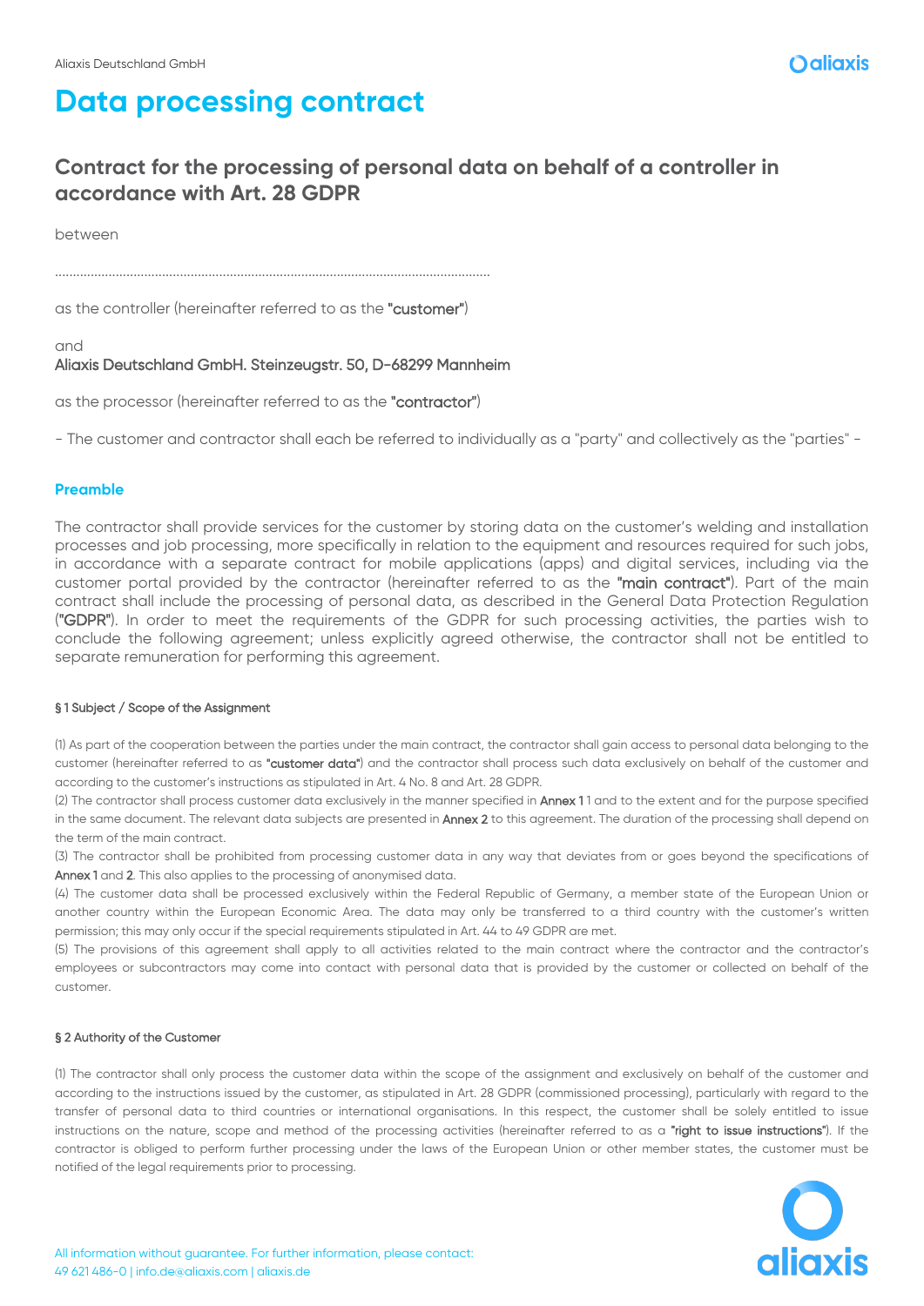# Data processing contract

## Contract for the processing of personal data on behalf of a controller in accordance with Art. 28 GDPR

between

.......................................................................................................................

as the controller (hereinafter referred to as the **"customer"**)

and

**Aliaxis Deutschland GmbH. Steinzeugstr. 50, D-68299 Mannheim**

as the processor (hereinafter referred to as the **"contractor"**)

- The customer and contractor shall each be referred to individually as a "party" and collectively as the "parties" -

### Preamble

The contractor shall provide services for the customer by storing data on the customer's welding and installation processes and job processing, more specifically in relation to the equipment and resources required for such jobs, in accordance with a separate contract for mobile applications (apps) and digital services, including via the customer portal provided by the contractor (hereinafter referred to as the **"main contract"**). Part of the main contract shall include the processing of personal data, as described in the General Data Protection Regulation (**"GDPR"**). In order to meet the requirements of the GDPR for such processing activities, the parties wish to conclude the following agreement; unless explicitly agreed otherwise, the contractor shall not be entitled to separate remuneration for performing this agreement.

#### § 1 Subject / Scope of the Assignment

(1) As part of the cooperation between the parties under the main contract, the contractor shall gain access to personal data belonging to the customer (hereinafter referred to as **"customer data"**) and the contractor shall process such data exclusively on behalf of the customer and according to the customer's instructions as stipulated in Art. 4 No. 8 and Art. 28 GDPR.

(2) The contractor shall process customer data exclusively in the manner specified in **Annex 1** 1 and to the extent and for the purpose specified in the same document. The relevant data subjects are presented in **Annex 2** to this agreement. The duration of the processing shall depend on the term of the main contract.

(3) The contractor shall be prohibited from processing customer data in any way that deviates from or goes beyond the specifications of **Annex 1** and **2**. This also applies to the processing of anonymised data.

(4) The customer data shall be processed exclusively within the Federal Republic of Germany, a member state of the European Union or another country within the European Economic Area. The data may only be transferred to a third country with the customer's written permission; this may only occur if the special requirements stipulated in Art. 44 to 49 GDPR are met.

(5) The provisions of this agreement shall apply to all activities related to the main contract where the contractor and the contractor's employees or subcontractors may come into contact with personal data that is provided by the customer or collected on behalf of the customer.

#### § 2 Authority of the Customer

(1) The contractor shall only process the customer data within the scope of the assignment and exclusively on behalf of the customer and according to the instructions issued by the customer, as stipulated in Art. 28 GDPR (commissioned processing), particularly with regard to the transfer of personal data to third countries or international organisations. In this respect, the customer shall be solely entitled to issue instructions on the nature, scope and method of the processing activities (hereinafter referred to as a **"right to issue instructions"**). If the contractor is obliged to perform further processing under the laws of the European Union or other member states, the customer must be notified of the legal requirements prior to processing.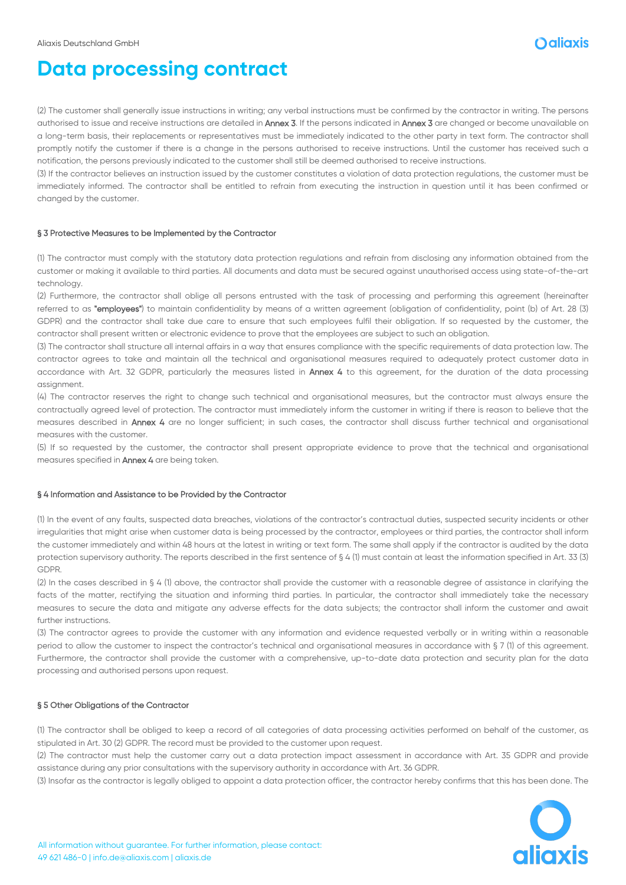(2) The customer shall generally issue instructions in writing; any verbal instructions must be confirmed by the contractor in writing. The persons authorised to issue and receive instructions are detailed in **Annex 3**. If the persons indicated in **Annex 3** are changed or become unavailable on a long-term basis, their replacements or representatives must be immediately indicated to the other party in text form. The contractor shall promptly notify the customer if there is a change in the persons authorised to receive instructions. Until the customer has received such a notification, the persons previously indicated to the customer shall still be deemed authorised to receive instructions.
(3) If the contractor believes an instruction issued by the customer constitutes a violation of data protection regulations, the customer must be immediately informed. The contractor shall be entitled to refrain from executing the instruction in question until it has been confirmed or changed by the customer.

### § 3 Protective Measures to be Implemented by the Contractor

(1) The contractor must comply with the statutory data protection regulations and refrain from disclosing any information obtained from the customer or making it available to third parties. All documents and data must be secured against unauthorised access using state-of-the-art technology.
(2) Furthermore, the contractor shall oblige all persons entrusted with the task of processing and performing this agreement (hereinafter referred to as **"employees"**) to maintain confidentiality by means of a written agreement (obligation of confidentiality, point (b) of Art. 28 (3) GDPR) and the contractor shall take due care to ensure that such employees fulfil their obligation. If so requested by the customer, the contractor shall present written or electronic evidence to prove that the employees are subject to such an obligation.
(3) The contractor shall structure all internal affairs in a way that ensures compliance with the specific requirements of data protection law. The contractor agrees to take and maintain all the technical and organisational measures required to adequately protect customer data in accordance with Art. 32 GDPR, particularly the measures listed in **Annex 4** to this agreement, for the duration of the data processing assignment.
(4) The contractor reserves the right to change such technical and organisational measures, but the contractor must always ensure the contractually agreed level of protection. The contractor must immediately inform the customer in writing if there is reason to believe that the measures described in **Annex 4** are no longer sufficient; in such cases, the contractor shall discuss further technical and organisational measures with the customer.
(5) If so requested by the customer, the contractor shall present appropriate evidence to prove that the technical and organisational measures specified in **Annex 4** are being taken.

### § 4 Information and Assistance to be Provided by the Contractor

(1) In the event of any faults, suspected data breaches, violations of the contractor's contractual duties, suspected security incidents or other irregularities that might arise when customer data is being processed by the contractor, employees or third parties, the contractor shall inform the customer immediately and within 48 hours at the latest in writing or text form. The same shall apply if the contractor is audited by the data protection supervisory authority. The reports described in the first sentence of § 4 (1) must contain at least the information specified in Art. 33 (3) GDPR.
(2) In the cases described in § 4 (1) above, the contractor shall provide the customer with a reasonable degree of assistance in clarifying the facts of the matter, rectifying the situation and informing third parties. In particular, the contractor shall immediately take the necessary measures to secure the data and mitigate any adverse effects for the data subjects; the contractor shall inform the customer and await further instructions.
(3) The contractor agrees to provide the customer with any information and evidence requested verbally or in writing within a reasonable period to allow the customer to inspect the contractor's technical and organisational measures in accordance with § 7 (1) of this agreement. Furthermore, the contractor shall provide the customer with a comprehensive, up-to-date data protection and security plan for the data processing and authorised persons upon request.

### § 5 Other Obligations of the Contractor

(1) The contractor shall be obliged to keep a record of all categories of data processing activities performed on behalf of the customer, as stipulated in Art. 30 (2) GDPR. The record must be provided to the customer upon request.
(2) The contractor must help the customer carry out a data protection impact assessment in accordance with Art. 35 GDPR and provide assistance during any prior consultations with the supervisory authority in accordance with Art. 36 GDPR.
(3) Insofar as the contractor is legally obliged to appoint a data protection officer, the contractor hereby confirms that this has been done. The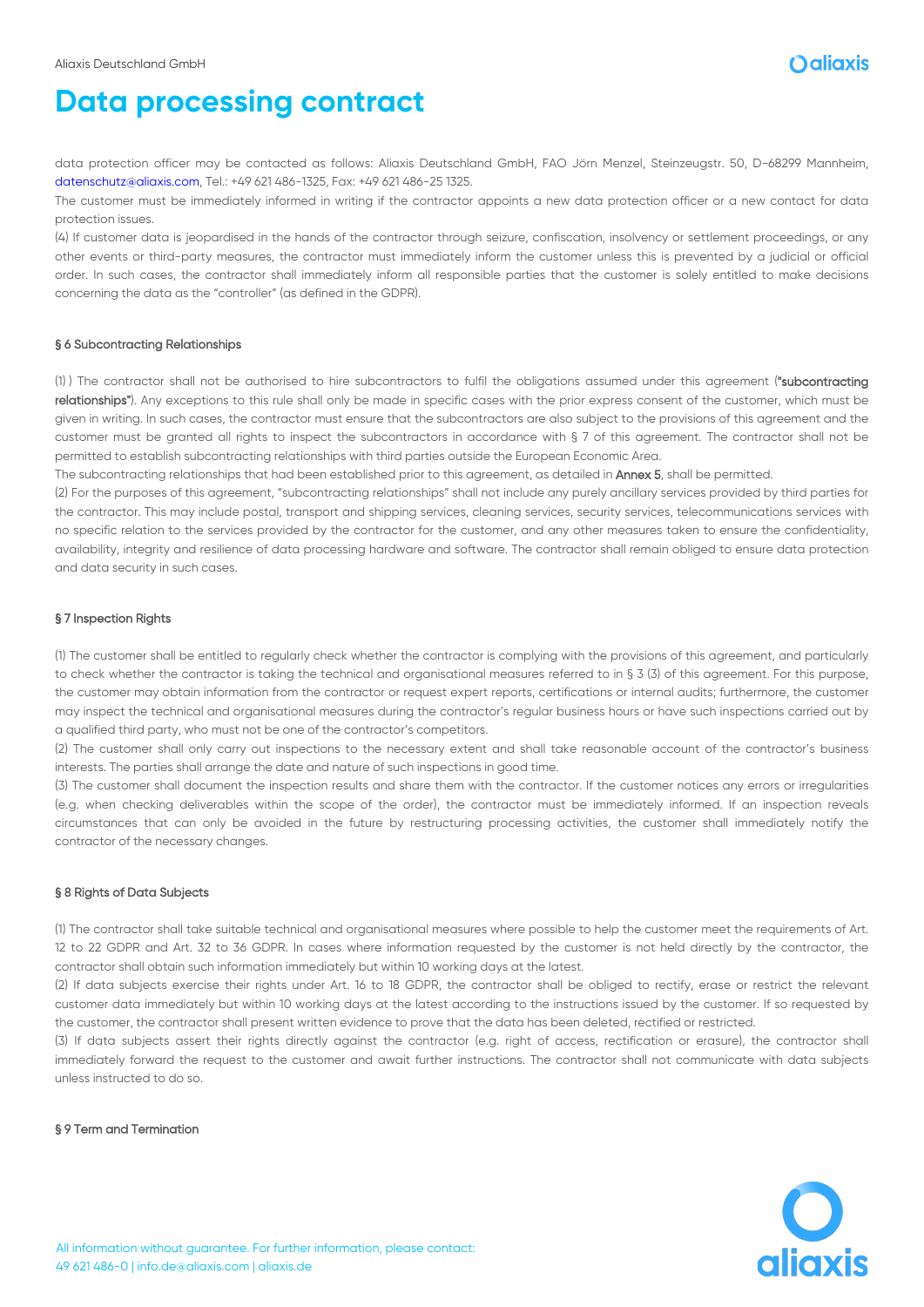data protection officer may be contacted as follows: Aliaxis Deutschland GmbH, FAO Jörn Menzel, Steinzeugstr. 50, D-68299 Mannheim, datenschutz@aliaxis.com, Tel.: +49 621 486-1325, Fax: +49 621 486-25 1325.

The customer must be immediately informed in writing if the contractor appoints a new data protection officer or a new contact for data protection issues.

(4) If customer data is jeopardised in the hands of the contractor through seizure, confiscation, insolvency or settlement proceedings, or any other events or third-party measures, the contractor must immediately inform the customer unless this is prevented by a judicial or official order. In such cases, the contractor shall immediately inform all responsible parties that the customer is solely entitled to make decisions concerning the data as the "controller" (as defined in the GDPR).

#### § 6 Subcontracting Relationships

(1) ) The contractor shall not be authorised to hire subcontractors to fulfil the obligations assumed under this agreement (**"subcontracting relationships"**). Any exceptions to this rule shall only be made in specific cases with the prior express consent of the customer, which must be given in writing. In such cases, the contractor must ensure that the subcontractors are also subject to the provisions of this agreement and the customer must be granted all rights to inspect the subcontractors in accordance with § 7 of this agreement. The contractor shall not be permitted to establish subcontracting relationships with third parties outside the European Economic Area.

The subcontracting relationships that had been established prior to this agreement, as detailed in **Annex 5**, shall be permitted.

(2) For the purposes of this agreement, "subcontracting relationships" shall not include any purely ancillary services provided by third parties for the contractor. This may include postal, transport and shipping services, cleaning services, security services, telecommunications services with no specific relation to the services provided by the contractor for the customer, and any other measures taken to ensure the confidentiality, availability, integrity and resilience of data processing hardware and software. The contractor shall remain obliged to ensure data protection and data security in such cases.

#### § 7 Inspection Rights

(1) The customer shall be entitled to regularly check whether the contractor is complying with the provisions of this agreement, and particularly to check whether the contractor is taking the technical and organisational measures referred to in § 3 (3) of this agreement. For this purpose, the customer may obtain information from the contractor or request expert reports, certifications or internal audits; furthermore, the customer may inspect the technical and organisational measures during the contractor's regular business hours or have such inspections carried out by a qualified third party, who must not be one of the contractor's competitors.

(2) The customer shall only carry out inspections to the necessary extent and shall take reasonable account of the contractor's business interests. The parties shall arrange the date and nature of such inspections in good time.

(3) The customer shall document the inspection results and share them with the contractor. If the customer notices any errors or irregularities (e.g. when checking deliverables within the scope of the order), the contractor must be immediately informed. If an inspection reveals circumstances that can only be avoided in the future by restructuring processing activities, the customer shall immediately notify the contractor of the necessary changes.

#### § 8 Rights of Data Subjects

(1) The contractor shall take suitable technical and organisational measures where possible to help the customer meet the requirements of Art. 12 to 22 GDPR and Art. 32 to 36 GDPR. In cases where information requested by the customer is not held directly by the contractor, the contractor shall obtain such information immediately but within 10 working days at the latest.

(2) If data subjects exercise their rights under Art. 16 to 18 GDPR, the contractor shall be obliged to rectify, erase or restrict the relevant customer data immediately but within 10 working days at the latest according to the instructions issued by the customer. If so requested by the customer, the contractor shall present written evidence to prove that the data has been deleted, rectified or restricted.

(3) If data subjects assert their rights directly against the contractor (e.g. right of access, rectification or erasure), the contractor shall immediately forward the request to the customer and await further instructions. The contractor shall not communicate with data subjects unless instructed to do so.

#### § 9 Term and Termination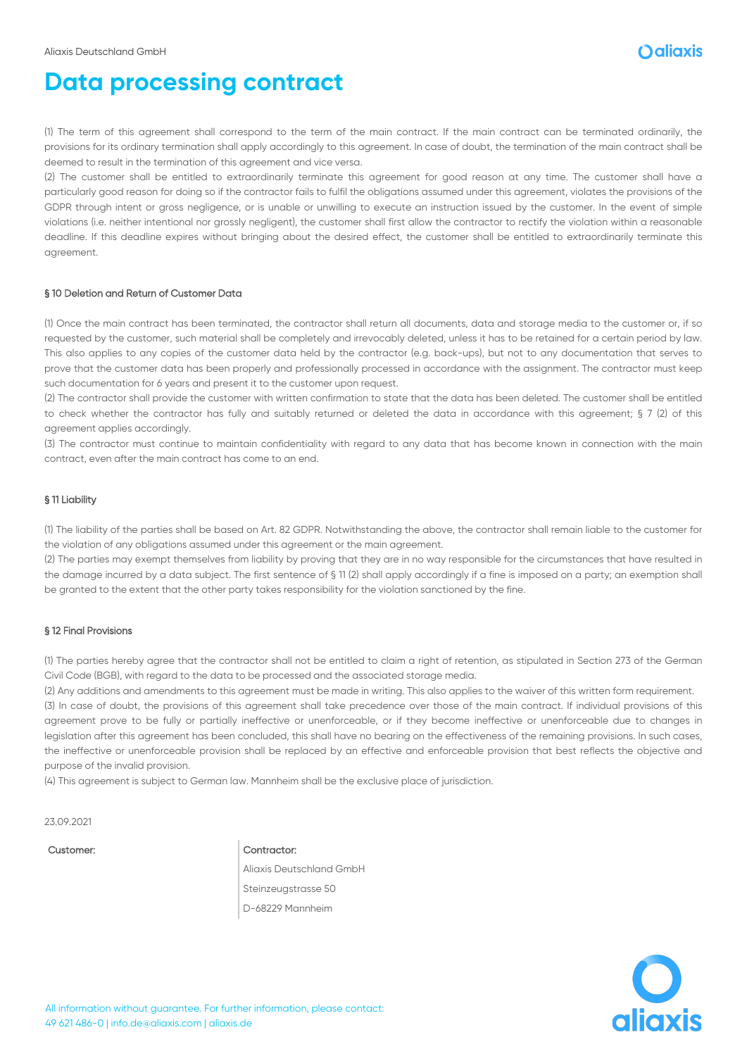(1) The term of this agreement shall correspond to the term of the main contract. If the main contract can be terminated ordinarily, the provisions for its ordinary termination shall apply accordingly to this agreement. In case of doubt, the termination of the main contract shall be deemed to result in the termination of this agreement and vice versa.

(2) The customer shall be entitled to extraordinarily terminate this agreement for good reason at any time. The customer shall have a particularly good reason for doing so if the contractor fails to fulfil the obligations assumed under this agreement, violates the provisions of the GDPR through intent or gross negligence, or is unable or unwilling to execute an instruction issued by the customer. In the event of simple violations (i.e. neither intentional nor grossly negligent), the customer shall first allow the contractor to rectify the violation within a reasonable deadline. If this deadline expires without bringing about the desired effect, the customer shall be entitled to extraordinarily terminate this agreement.

#### § 10 Deletion and Return of Customer Data

(1) Once the main contract has been terminated, the contractor shall return all documents, data and storage media to the customer or, if so requested by the customer, such material shall be completely and irrevocably deleted, unless it has to be retained for a certain period by law. This also applies to any copies of the customer data held by the contractor (e.g. back-ups), but not to any documentation that serves to prove that the customer data has been properly and professionally processed in accordance with the assignment. The contractor must keep such documentation for 6 years and present it to the customer upon request.

(2) The contractor shall provide the customer with written confirmation to state that the data has been deleted. The customer shall be entitled to check whether the contractor has fully and suitably returned or deleted the data in accordance with this agreement; § 7 (2) of this agreement applies accordingly.

(3) The contractor must continue to maintain confidentiality with regard to any data that has become known in connection with the main contract, even after the main contract has come to an end.

#### § 11 Liability

(1) The liability of the parties shall be based on Art. 82 GDPR. Notwithstanding the above, the contractor shall remain liable to the customer for the violation of any obligations assumed under this agreement or the main agreement.

(2) The parties may exempt themselves from liability by proving that they are in no way responsible for the circumstances that have resulted in the damage incurred by a data subject. The first sentence of § 11 (2) shall apply accordingly if a fine is imposed on a party; an exemption shall be granted to the extent that the other party takes responsibility for the violation sanctioned by the fine.

#### § 12 Final Provisions

(1) The parties hereby agree that the contractor shall not be entitled to claim a right of retention, as stipulated in Section 273 of the German Civil Code (BGB), with regard to the data to be processed and the associated storage media.

(2) Any additions and amendments to this agreement must be made in writing. This also applies to the waiver of this written form requirement.

(3) In case of doubt, the provisions of this agreement shall take precedence over those of the main contract. If individual provisions of this agreement prove to be fully or partially ineffective or unenforceable, or if they become ineffective or unenforceable due to changes in legislation after this agreement has been concluded, this shall have no bearing on the effectiveness of the remaining provisions. In such cases, the ineffective or unenforceable provision shall be replaced by an effective and enforceable provision that best reflects the objective and purpose of the invalid provision.

(4) This agreement is subject to German law. Mannheim shall be the exclusive place of jurisdiction.

23.09.2021

| Customer: | Contractor: |
|---|---|
| | Aliaxis Deutschland GmbH |
| | Steinzeugstrasse 50 |
| | D-68229 Mannheim |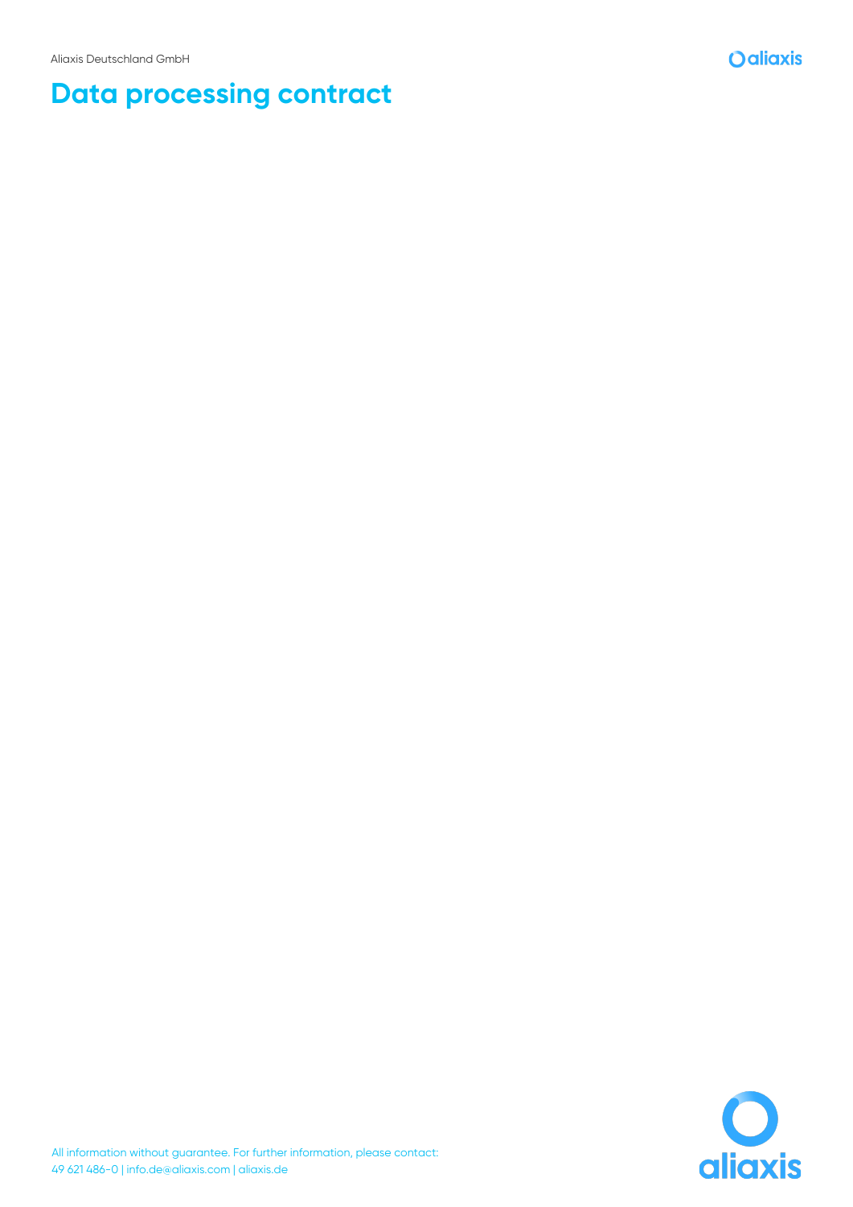# Data processing contract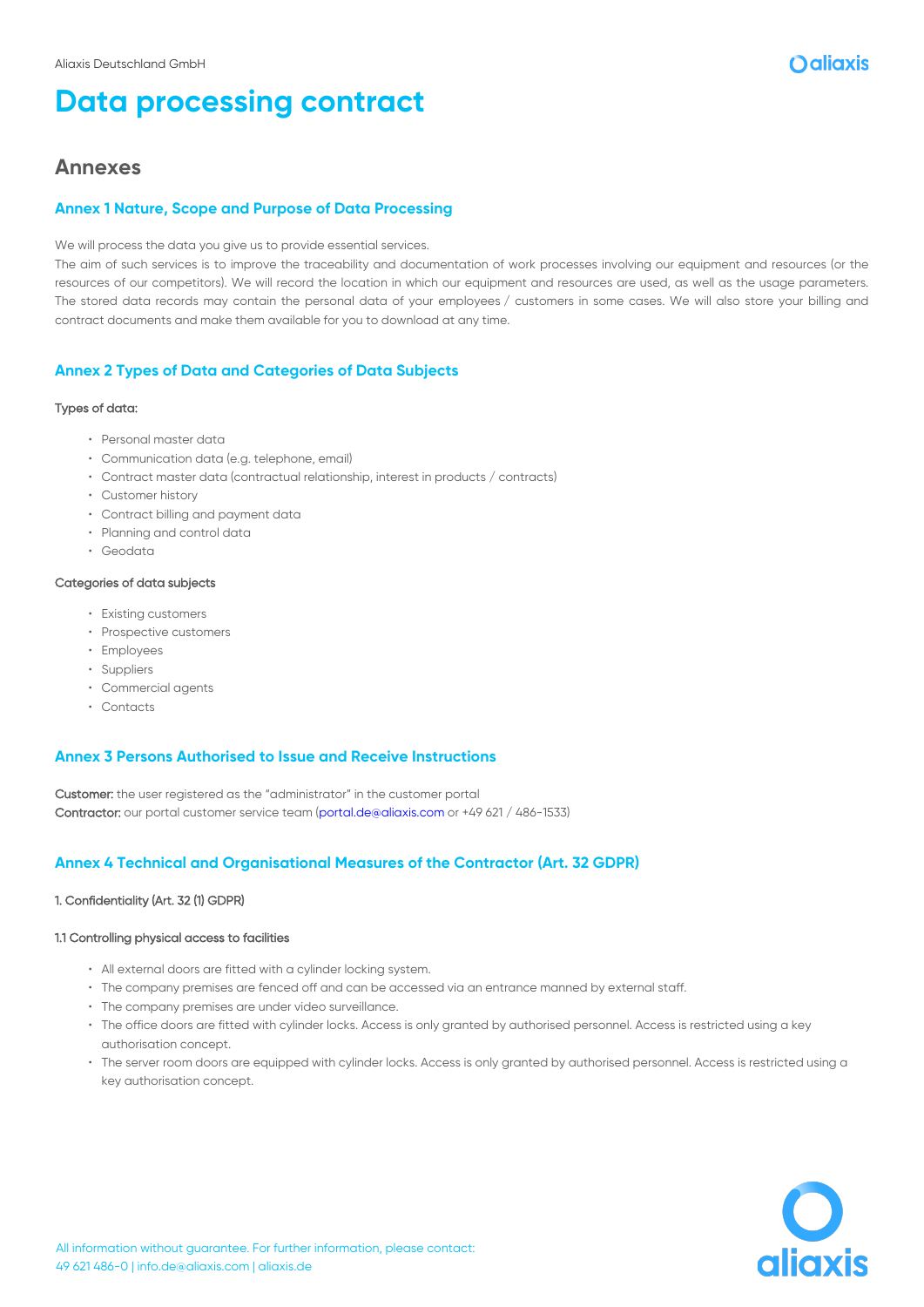# Data processing contract

## Annexes

### Annex 1 Nature, Scope and Purpose of Data Processing

We will process the data you give us to provide essential services.
The aim of such services is to improve the traceability and documentation of work processes involving our equipment and resources (or the resources of our competitors). We will record the location in which our equipment and resources are used, as well as the usage parameters. The stored data records may contain the personal data of your employees / customers in some cases. We will also store your billing and contract documents and make them available for you to download at any time.

### Annex 2 Types of Data and Categories of Data Subjects

**Types of data:**

- Personal master data
- Communication data (e.g. telephone, email)
- Contract master data (contractual relationship, interest in products / contracts)
- Customer history
- Contract billing and payment data
- Planning and control data
- Geodata

**Categories of data subjects**

- Existing customers
- Prospective customers
- Employees
- Suppliers
- Commercial agents
- Contacts

### Annex 3 Persons Authorised to Issue and Receive Instructions

**Customer:** the user registered as the "administrator" in the customer portal
**Contractor:** our portal customer service team (portal.de@aliaxis.com or +49 621 / 486-1533)

### Annex 4 Technical and Organisational Measures of the Contractor (Art. 32 GDPR)

**1. Confidentiality (Art. 32 (1) GDPR)**

**1.1 Controlling physical access to facilities**

- All external doors are fitted with a cylinder locking system.
- The company premises are fenced off and can be accessed via an entrance manned by external staff.
- The company premises are under video surveillance.
- The office doors are fitted with cylinder locks. Access is only granted by authorised personnel. Access is restricted using a key authorisation concept.
- The server room doors are equipped with cylinder locks. Access is only granted by authorised personnel. Access is restricted using a key authorisation concept.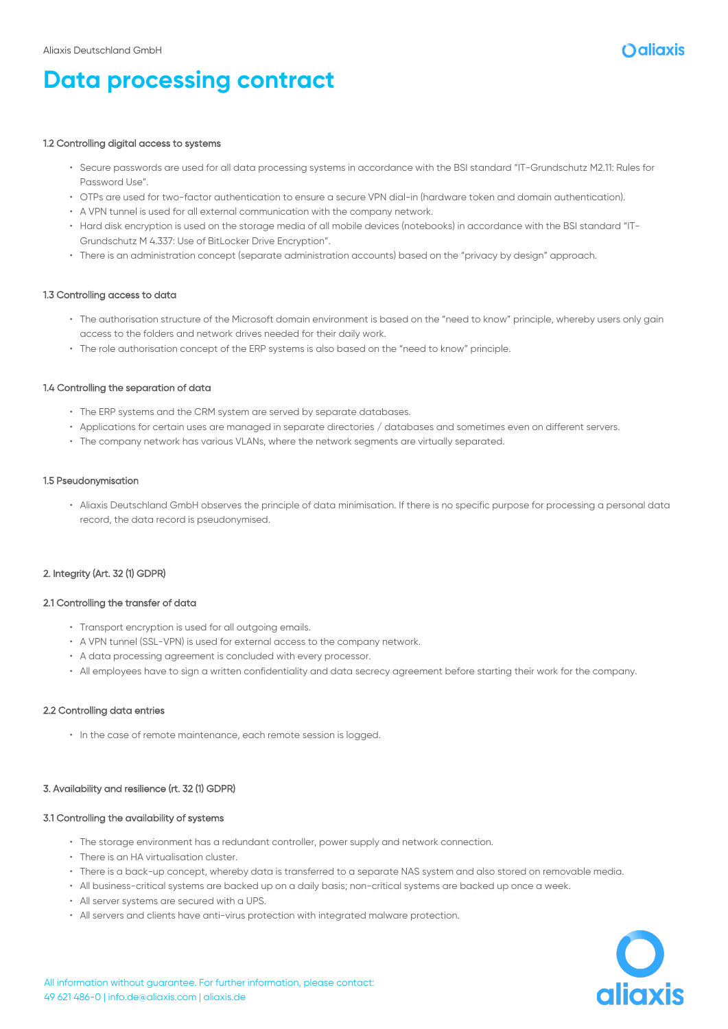### 1.2 Controlling digital access to systems

- Secure passwords are used for all data processing systems in accordance with the BSI standard "IT-Grundschutz M2.11: Rules for Password Use".
- OTPs are used for two-factor authentication to ensure a secure VPN dial-in (hardware token and domain authentication).
- A VPN tunnel is used for all external communication with the company network.
- Hard disk encryption is used on the storage media of all mobile devices (notebooks) in accordance with the BSI standard "IT-Grundschutz M 4.337: Use of BitLocker Drive Encryption".
- There is an administration concept (separate administration accounts) based on the "privacy by design" approach.

### 1.3 Controlling access to data

- The authorisation structure of the Microsoft domain environment is based on the "need to know" principle, whereby users only gain access to the folders and network drives needed for their daily work.
- The role authorisation concept of the ERP systems is also based on the "need to know" principle.

### 1.4 Controlling the separation of data

- The ERP systems and the CRM system are served by separate databases.
- Applications for certain uses are managed in separate directories / databases and sometimes even on different servers.
- The company network has various VLANs, where the network segments are virtually separated.

### 1.5 Pseudonymisation

- Aliaxis Deutschland GmbH observes the principle of data minimisation. If there is no specific purpose for processing a personal data record, the data record is pseudonymised.

## 2. Integrity (Art. 32 (1) GDPR)

### 2.1 Controlling the transfer of data

- Transport encryption is used for all outgoing emails.
- A VPN tunnel (SSL-VPN) is used for external access to the company network.
- A data processing agreement is concluded with every processor.
- All employees have to sign a written confidentiality and data secrecy agreement before starting their work for the company.

### 2.2 Controlling data entries

- In the case of remote maintenance, each remote session is logged.

## 3. Availability and resilience (rt. 32 (1) GDPR)

### 3.1 Controlling the availability of systems

- The storage environment has a redundant controller, power supply and network connection.
- There is an HA virtualisation cluster.
- There is a back-up concept, whereby data is transferred to a separate NAS system and also stored on removable media.
- All business-critical systems are backed up on a daily basis; non-critical systems are backed up once a week.
- All server systems are secured with a UPS.
- All servers and clients have anti-virus protection with integrated malware protection.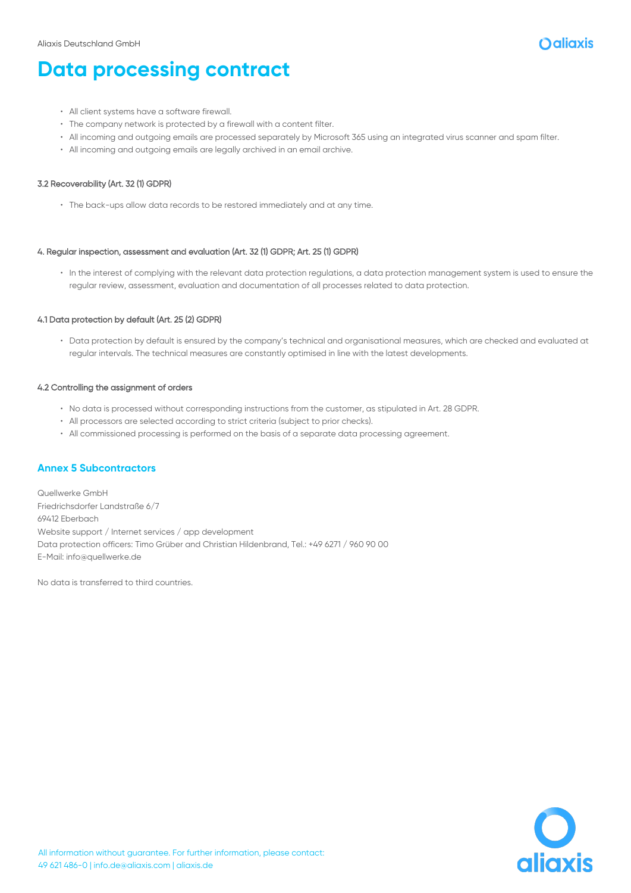- All client systems have a software firewall.
- The company network is protected by a firewall with a content filter.
- All incoming and outgoing emails are processed separately by Microsoft 365 using an integrated virus scanner and spam filter.
- All incoming and outgoing emails are legally archived in an email archive.

#### 3.2 Recoverability (Art. 32 (1) GDPR)

- The back-ups allow data records to be restored immediately and at any time.

#### 4. Regular inspection, assessment and evaluation (Art. 32 (1) GDPR; Art. 25 (1) GDPR)

- In the interest of complying with the relevant data protection regulations, a data protection management system is used to ensure the regular review, assessment, evaluation and documentation of all processes related to data protection.

#### 4.1 Data protection by default (Art. 25 (2) GDPR)

- Data protection by default is ensured by the company's technical and organisational measures, which are checked and evaluated at regular intervals. The technical measures are constantly optimised in line with the latest developments.

#### 4.2 Controlling the assignment of orders

- No data is processed without corresponding instructions from the customer, as stipulated in Art. 28 GDPR.
- All processors are selected according to strict criteria (subject to prior checks).
- All commissioned processing is performed on the basis of a separate data processing agreement.

## Annex 5 Subcontractors

Quellwerke GmbH
Friedrichsdorfer Landstraße 6/7
69412 Eberbach
Website support / Internet services / app development
Data protection officers: Timo Grüber and Christian Hildenbrand, Tel.: +49 6271 / 960 90 00
E-Mail: info@quellwerke.de

No data is transferred to third countries.